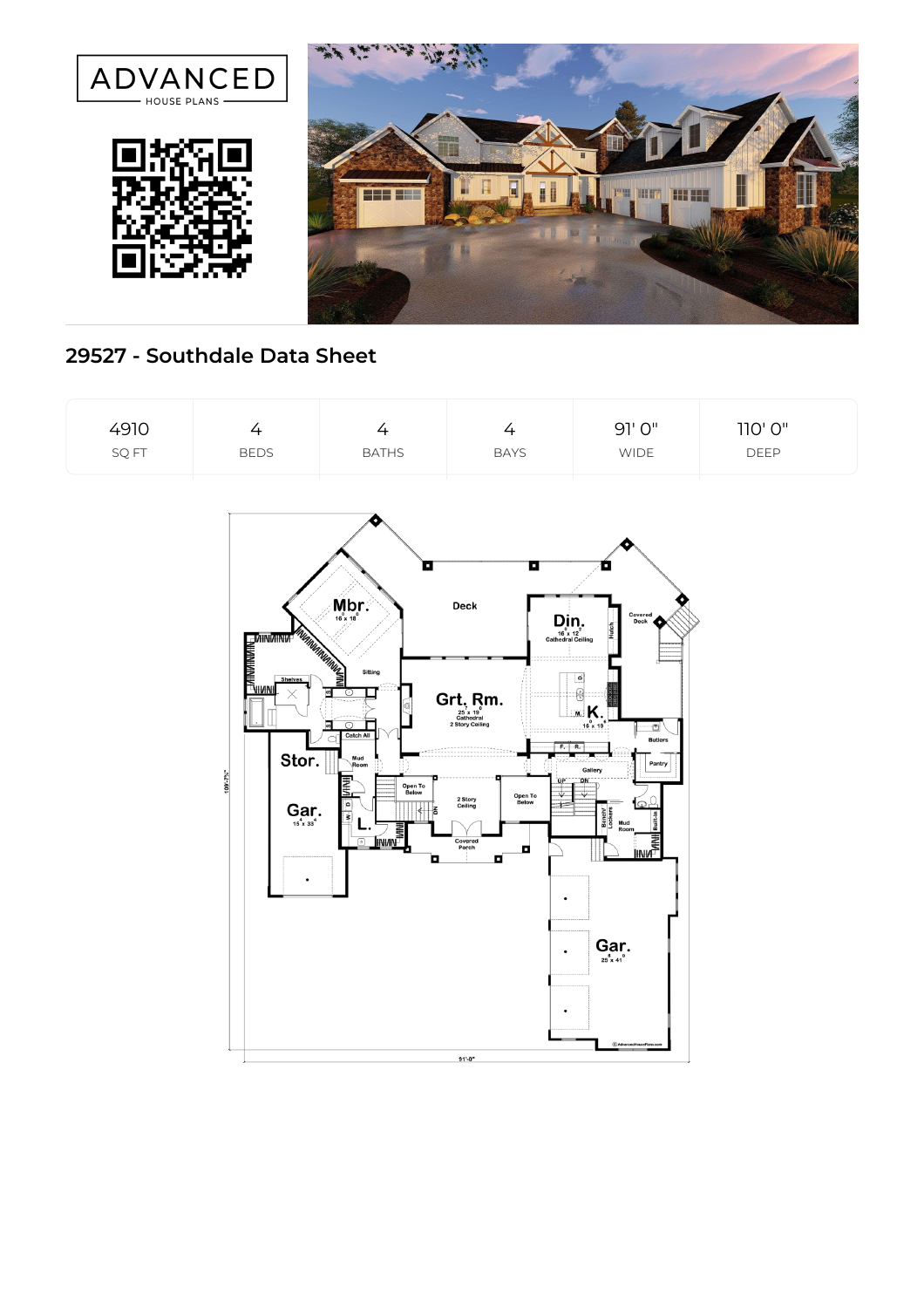ADVANCED HOUSE PLANS

# 29527 - Southdale Data Sheet

| 4910 | 4 | 4 | 4 | 91' 0" | 110' 0" |
|---|---|---|---|---|---|
| SQ FT | BEDS | BATHS | BAYS | WIDE | DEEP |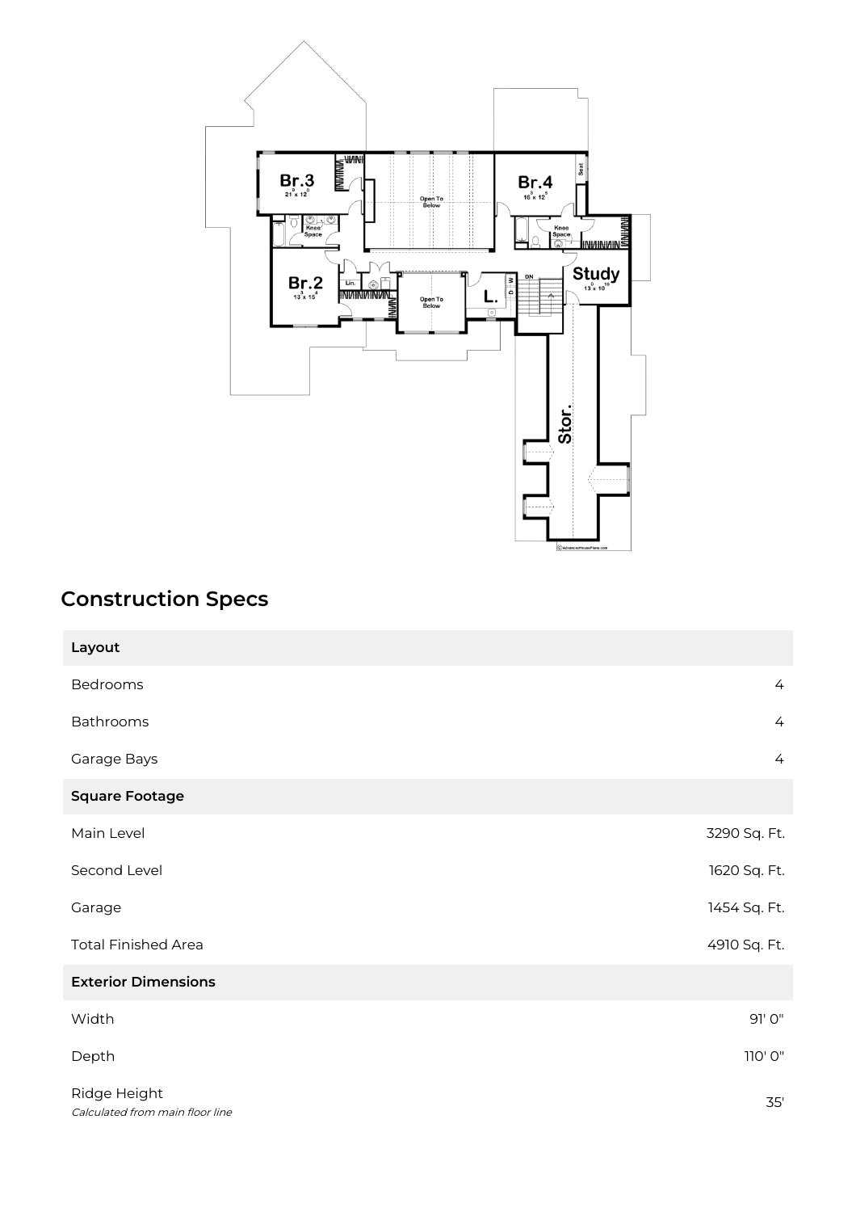## Construction Specs

| Layout | |
|---|---|
| Bedrooms | 4 |
| Bathrooms | 4 |
| Garage Bays | 4 |
| **Square Footage** | |
| Main Level | 3290 Sq. Ft. |
| Second Level | 1620 Sq. Ft. |
| Garage | 1454 Sq. Ft. |
| Total Finished Area | 4910 Sq. Ft. |
| **Exterior Dimensions** | |
| Width | 91' 0" |
| Depth | 110' 0" |
| Ridge Height *Calculated from main floor line* | 35' |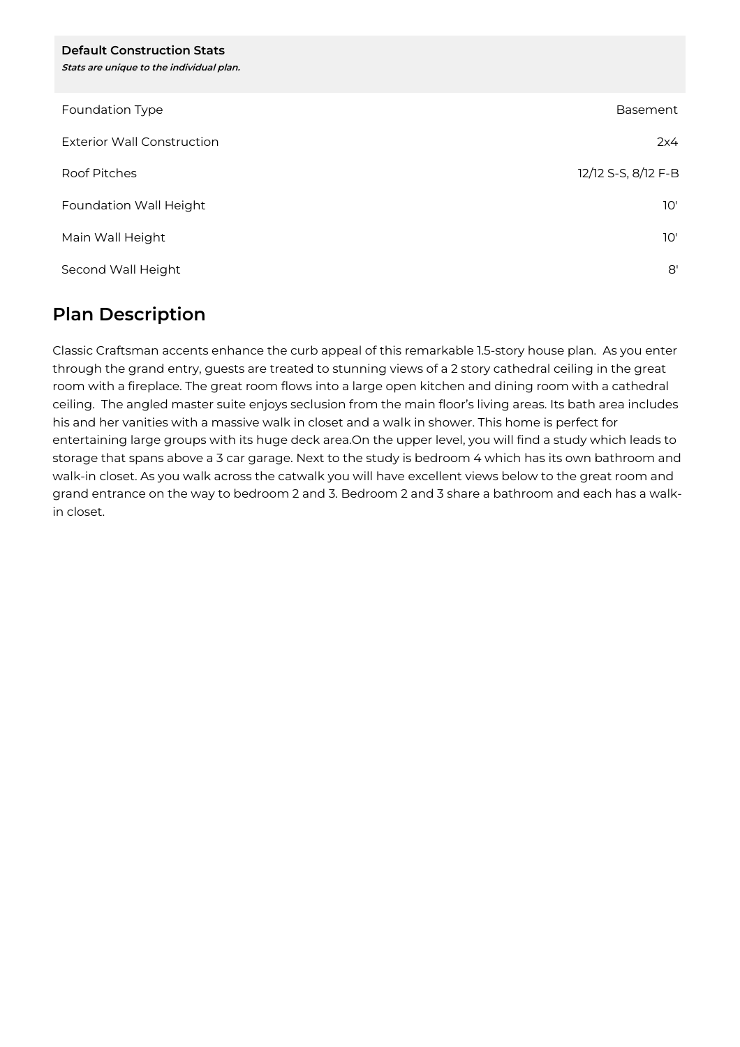| **Default Construction Stats**<br>***Stats are unique to the individual plan.*** | |
|---|---|
| Foundation Type | Basement |
| Exterior Wall Construction | 2x4 |
| Roof Pitches | 12/12 S-S, 8/12 F-B |
| Foundation Wall Height | 10' |
| Main Wall Height | 10' |
| Second Wall Height | 8' |

## Plan Description

Classic Craftsman accents enhance the curb appeal of this remarkable 1.5-story house plan. As you enter through the grand entry, guests are treated to stunning views of a 2 story cathedral ceiling in the great room with a fireplace. The great room flows into a large open kitchen and dining room with a cathedral ceiling. The angled master suite enjoys seclusion from the main floor's living areas. Its bath area includes his and her vanities with a massive walk in closet and a walk in shower. This home is perfect for entertaining large groups with its huge deck area.On the upper level, you will find a study which leads to storage that spans above a 3 car garage. Next to the study is bedroom 4 which has its own bathroom and walk-in closet. As you walk across the catwalk you will have excellent views below to the great room and grand entrance on the way to bedroom 2 and 3. Bedroom 2 and 3 share a bathroom and each has a walk-in closet.